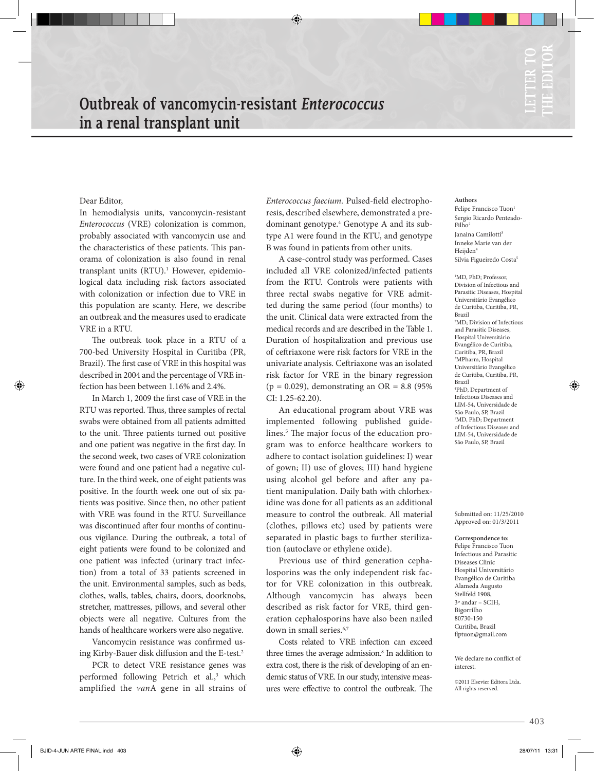LETTER TO THE EDITOR

# Outbreak of vancomycin-resistant *Enterococcus* in a renal transplant unit

**Authors**

Felipe Francisco Tuon[1]
Sergio Ricardo Penteado-Filho[2]
Janaina Camilotti[3]
Inneke Marie van der Heijden[4]
Silvia Figueiredo Costa[5]

[1]MD, PhD; Professor, Division of Infectious and Parasitic Diseases, Hospital Universitário Evangélico de Curitiba, Curitiba, PR, Brazil
[2]MD; Division of Infectious and Parasitic Diseases, Hospital Universitário Evangélico de Curitiba, Curitiba, PR, Brazil
[3]MPharm, Hospital Universitário Evangélico de Curitiba, Curitiba, PR, Brazil
[4]PhD, Department of Infectious Diseases and LIM-54, Universidade de São Paulo, SP, Brazil
[5]MD, PhD; Department of Infectious Diseases and LIM-54, Universidade de São Paulo, SP, Brazil

Dear Editor,

In hemodialysis units, vancomycin-resistant *Enterococcus* (VRE) colonization is common, probably associated with vancomycin use and the characteristics of these patients. This panorama of colonization is also found in renal transplant units (RTU).[1] However, epidemiological data including risk factors associated with colonization or infection due to VRE in this population are scanty. Here, we describe an outbreak and the measures used to eradicate VRE in a RTU.

The outbreak took place in a RTU of a 700-bed University Hospital in Curitiba (PR, Brazil). The first case of VRE in this hospital was described in 2004 and the percentage of VRE infection has been between 1.16% and 2.4%.

In March 1, 2009 the first case of VRE in the RTU was reported. Thus, three samples of rectal swabs were obtained from all patients admitted to the unit. Three patients turned out positive and one patient was negative in the first day. In the second week, two cases of VRE colonization were found and one patient had a negative culture. In the third week, one of eight patients was positive. In the fourth week one out of six patients was positive. Since then, no other patient with VRE was found in the RTU. Surveillance was discontinued after four months of continuous vigilance. During the outbreak, a total of eight patients were found to be colonized and one patient was infected (urinary tract infection) from a total of 33 patients screened in the unit. Environmental samples, such as beds, clothes, walls, tables, chairs, doors, doorknobs, stretcher, mattresses, pillows, and several other objects were all negative. Cultures from the hands of healthcare workers were also negative.

Vancomycin resistance was confirmed using Kirby-Bauer disk diffusion and the E-test.[2]

PCR to detect VRE resistance genes was performed following Petrich et al.,[3] which amplified the *van*A gene in all strains of *Enterococcus faecium*. Pulsed-field electrophoresis, described elsewhere, demonstrated a predominant genotype.[4] Genotype A and its subtype A1 were found in the RTU, and genotype B was found in patients from other units.

A case-control study was performed. Cases included all VRE colonized/infected patients from the RTU. Controls were patients with three rectal swabs negative for VRE admitted during the same period (four months) to the unit. Clinical data were extracted from the medical records and are described in the Table 1. Duration of hospitalization and previous use of ceftriaxone were risk factors for VRE in the univariate analysis. Ceftriaxone was an isolated risk factor for VRE in the binary regression ($p = 0.029$), demonstrating an OR = 8.8 (95% CI: 1.25-62.20).

An educational program about VRE was implemented following published guidelines.[5] The major focus of the education program was to enforce healthcare workers to adhere to contact isolation guidelines: I) wear of gown; II) use of gloves; III) hand hygiene using alcohol gel before and after any patient manipulation. Daily bath with chlorhexidine was done for all patients as an additional measure to control the outbreak. All material (clothes, pillows etc) used by patients were separated in plastic bags to further sterilization (autoclave or ethylene oxide).

Previous use of third generation cephalosporins was the only independent risk factor for VRE colonization in this outbreak. Although vancomycin has always been described as risk factor for VRE, third generation cephalosporins have also been nailed down in small series.[6,7]

Costs related to VRE infection can exceed three times the average admission.[8] In addition to extra cost, there is the risk of developing of an endemic status of VRE. In our study, intensive measures were effective to control the outbreak. The

Submitted on: 11/25/2010
Approved on: 01/3/2011

**Correspondence to:**
Felipe Francisco Tuon
Infectious and Parasitic Diseases Clinic
Hospital Universitário Evangélico de Curitiba
Alameda Augusto Stellfeld 1908,
3º andar – SCIH,
Bigorrilho
80730-150
Curitiba, Brazil
flptuon@gmail.com

We declare no conflict of interest.

©2011 Elsevier Editora Ltda. All rights reserved.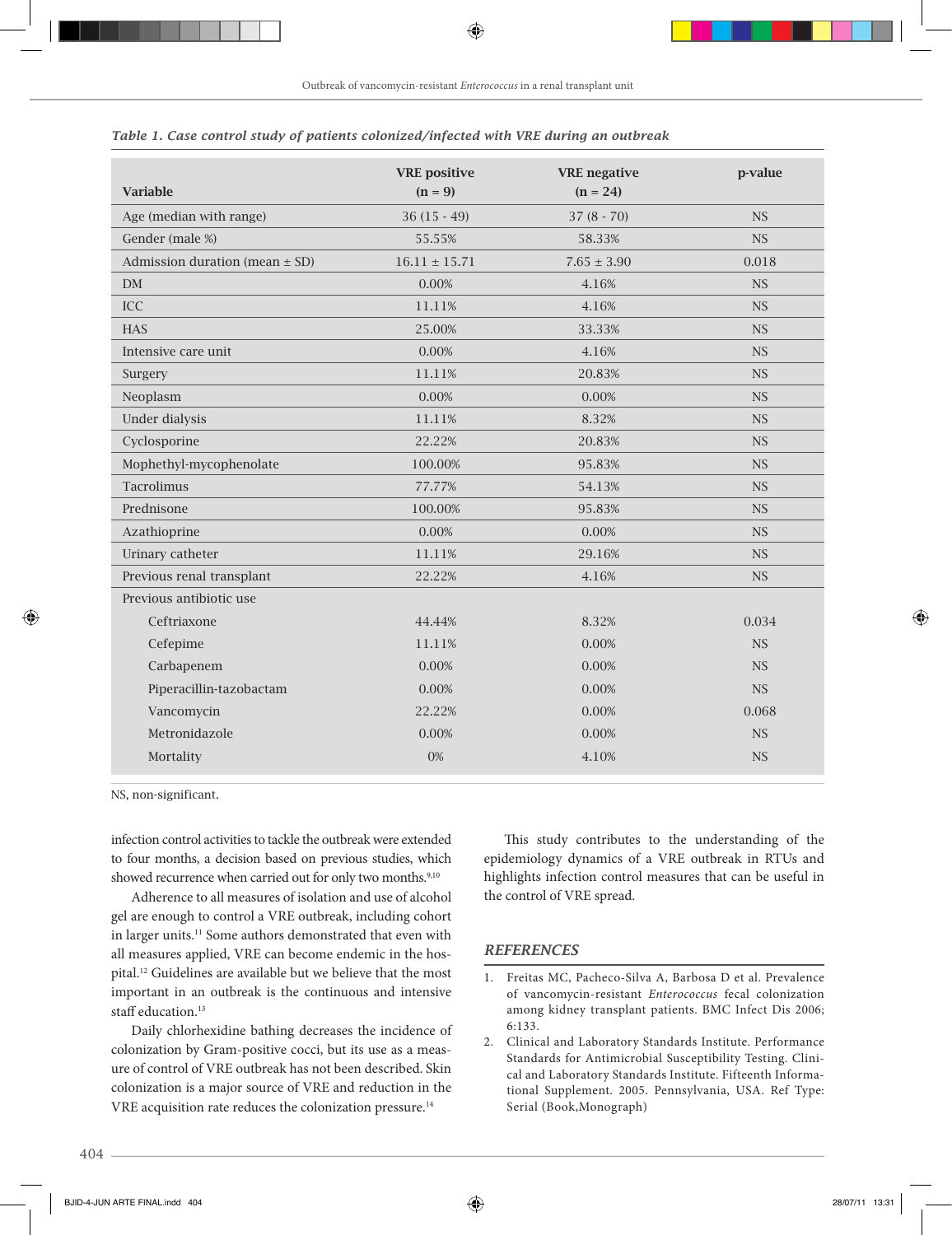*Table 1. Case control study of patients colonized/infected with VRE during an outbreak*

| Variable | VRE positive (n = 9) | VRE negative (n = 24) | p-value |
|---|---|---|---|
| Age (median with range) | 36 (15 - 49) | 37 (8 - 70) | NS |
| Gender (male %) | 55.55% | 58.33% | NS |
| Admission duration (mean ± SD) | 16.11 ± 15.71 | 7.65 ± 3.90 | 0.018 |
| DM | 0.00% | 4.16% | NS |
| ICC | 11.11% | 4.16% | NS |
| HAS | 25.00% | 33.33% | NS |
| Intensive care unit | 0.00% | 4.16% | NS |
| Surgery | 11.11% | 20.83% | NS |
| Neoplasm | 0.00% | 0.00% | NS |
| Under dialysis | 11.11% | 8.32% | NS |
| Cyclosporine | 22.22% | 20.83% | NS |
| Mophethyl-mycophenolate | 100.00% | 95.83% | NS |
| Tacrolimus | 77.77% | 54.13% | NS |
| Prednisone | 100.00% | 95.83% | NS |
| Azathioprine | 0.00% | 0.00% | NS |
| Urinary catheter | 11.11% | 29.16% | NS |
| Previous renal transplant | 22.22% | 4.16% | NS |
| Previous antibiotic use | | | |
| Ceftriaxone | 44.44% | 8.32% | 0.034 |
| Cefepime | 11.11% | 0.00% | NS |
| Carbapenem | 0.00% | 0.00% | NS |
| Piperacillin-tazobactam | 0.00% | 0.00% | NS |
| Vancomycin | 22.22% | 0.00% | 0.068 |
| Metronidazole | 0.00% | 0.00% | NS |
| Mortality | 0% | 4.10% | NS |

NS, non-significant.

infection control activities to tackle the outbreak were extended to four months, a decision based on previous studies, which showed recurrence when carried out for only two months.[9,10]

Adherence to all measures of isolation and use of alcohol gel are enough to control a VRE outbreak, including cohort in larger units.[11] Some authors demonstrated that even with all measures applied, VRE can become endemic in the hospital.[12] Guidelines are available but we believe that the most important in an outbreak is the continuous and intensive staff education.[13]

Daily chlorhexidine bathing decreases the incidence of colonization by Gram-positive cocci, but its use as a measure of control of VRE outbreak has not been described. Skin colonization is a major source of VRE and reduction in the VRE acquisition rate reduces the colonization pressure.[14]

This study contributes to the understanding of the epidemiology dynamics of a VRE outbreak in RTUs and highlights infection control measures that can be useful in the control of VRE spread.

## REFERENCES

1. Freitas MC, Pacheco-Silva A, Barbosa D et al. Prevalence of vancomycin-resistant *Enterococcus* fecal colonization among kidney transplant patients. BMC Infect Dis 2006; 6:133.
2. Clinical and Laboratory Standards Institute. Performance Standards for Antimicrobial Susceptibility Testing. Clinical and Laboratory Standards Institute. Fifteenth Informational Supplement. 2005. Pennsylvania, USA. Ref Type: Serial (Book,Monograph)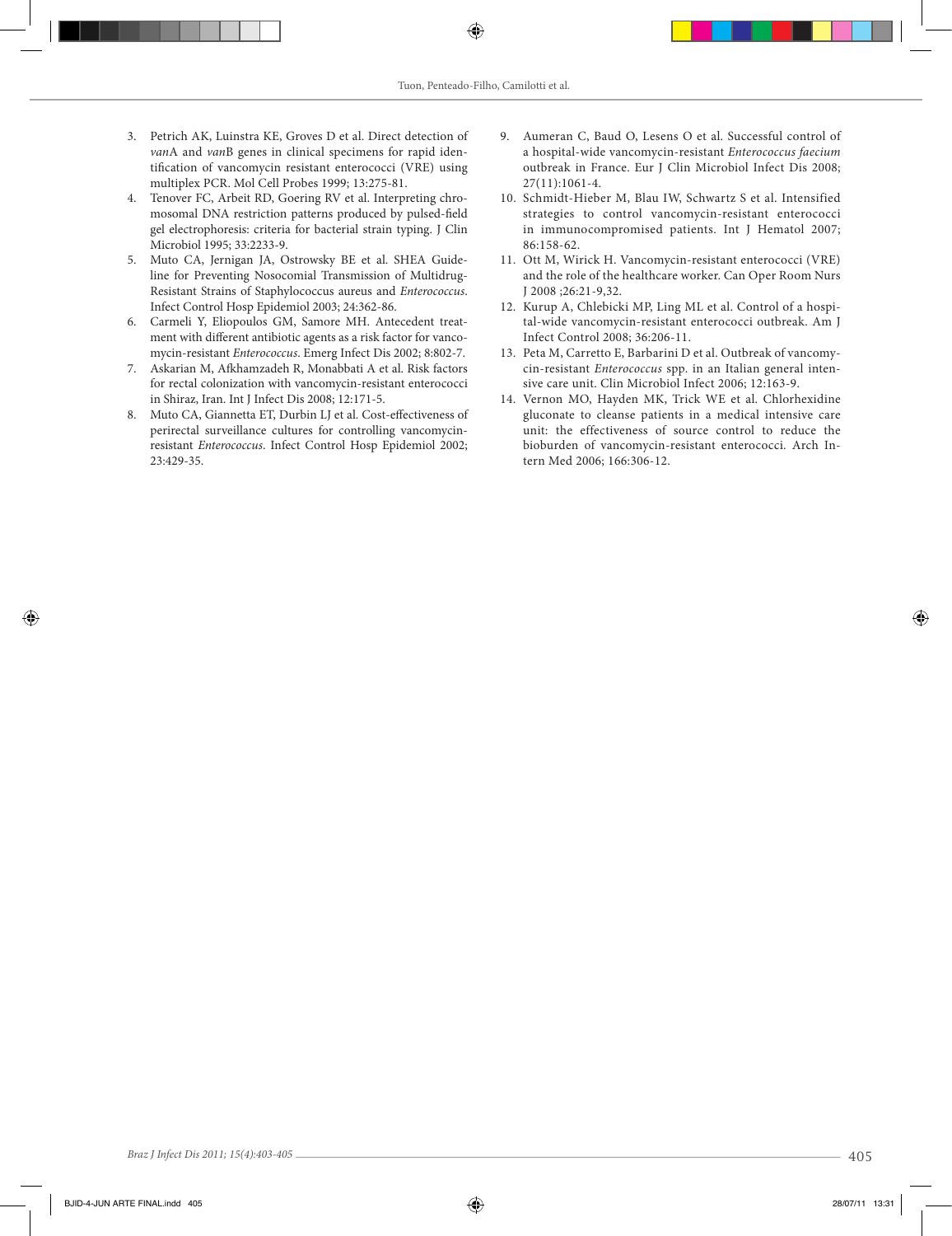3. Petrich AK, Luinstra KE, Groves D et al. Direct detection of *van*A and *van*B genes in clinical specimens for rapid identification of vancomycin resistant enterococci (VRE) using multiplex PCR. Mol Cell Probes 1999; 13:275-81.
4. Tenover FC, Arbeit RD, Goering RV et al. Interpreting chromosomal DNA restriction patterns produced by pulsed-field gel electrophoresis: criteria for bacterial strain typing. J Clin Microbiol 1995; 33:2233-9.
5. Muto CA, Jernigan JA, Ostrowsky BE et al. SHEA Guideline for Preventing Nosocomial Transmission of Multidrug-Resistant Strains of Staphylococcus aureus and *Enterococcus*. Infect Control Hosp Epidemiol 2003; 24:362-86.
6. Carmeli Y, Eliopoulos GM, Samore MH. Antecedent treatment with different antibiotic agents as a risk factor for vancomycin-resistant *Enterococcus*. Emerg Infect Dis 2002; 8:802-7.
7. Askarian M, Afkhamzadeh R, Monabbati A et al. Risk factors for rectal colonization with vancomycin-resistant enterococci in Shiraz, Iran. Int J Infect Dis 2008; 12:171-5.
8. Muto CA, Giannetta ET, Durbin LJ et al. Cost-effectiveness of perirectal surveillance cultures for controlling vancomycin-resistant *Enterococcus*. Infect Control Hosp Epidemiol 2002; 23:429-35.
9. Aumeran C, Baud O, Lesens O et al. Successful control of a hospital-wide vancomycin-resistant *Enterococcus faecium* outbreak in France. Eur J Clin Microbiol Infect Dis 2008; 27(11):1061-4.
10. Schmidt-Hieber M, Blau IW, Schwartz S et al. Intensified strategies to control vancomycin-resistant enterococci in immunocompromised patients. Int J Hematol 2007; 86:158-62.
11. Ott M, Wirick H. Vancomycin-resistant enterococci (VRE) and the role of the healthcare worker. Can Oper Room Nurs J 2008 ;26:21-9,32.
12. Kurup A, Chlebicki MP, Ling ML et al. Control of a hospital-wide vancomycin-resistant enterococci outbreak. Am J Infect Control 2008; 36:206-11.
13. Peta M, Carretto E, Barbarini D et al. Outbreak of vancomycin-resistant *Enterococcus* spp. in an Italian general intensive care unit. Clin Microbiol Infect 2006; 12:163-9.
14. Vernon MO, Hayden MK, Trick WE et al. Chlorhexidine gluconate to cleanse patients in a medical intensive care unit: the effectiveness of source control to reduce the bioburden of vancomycin-resistant enterococci. Arch Intern Med 2006; 166:306-12.